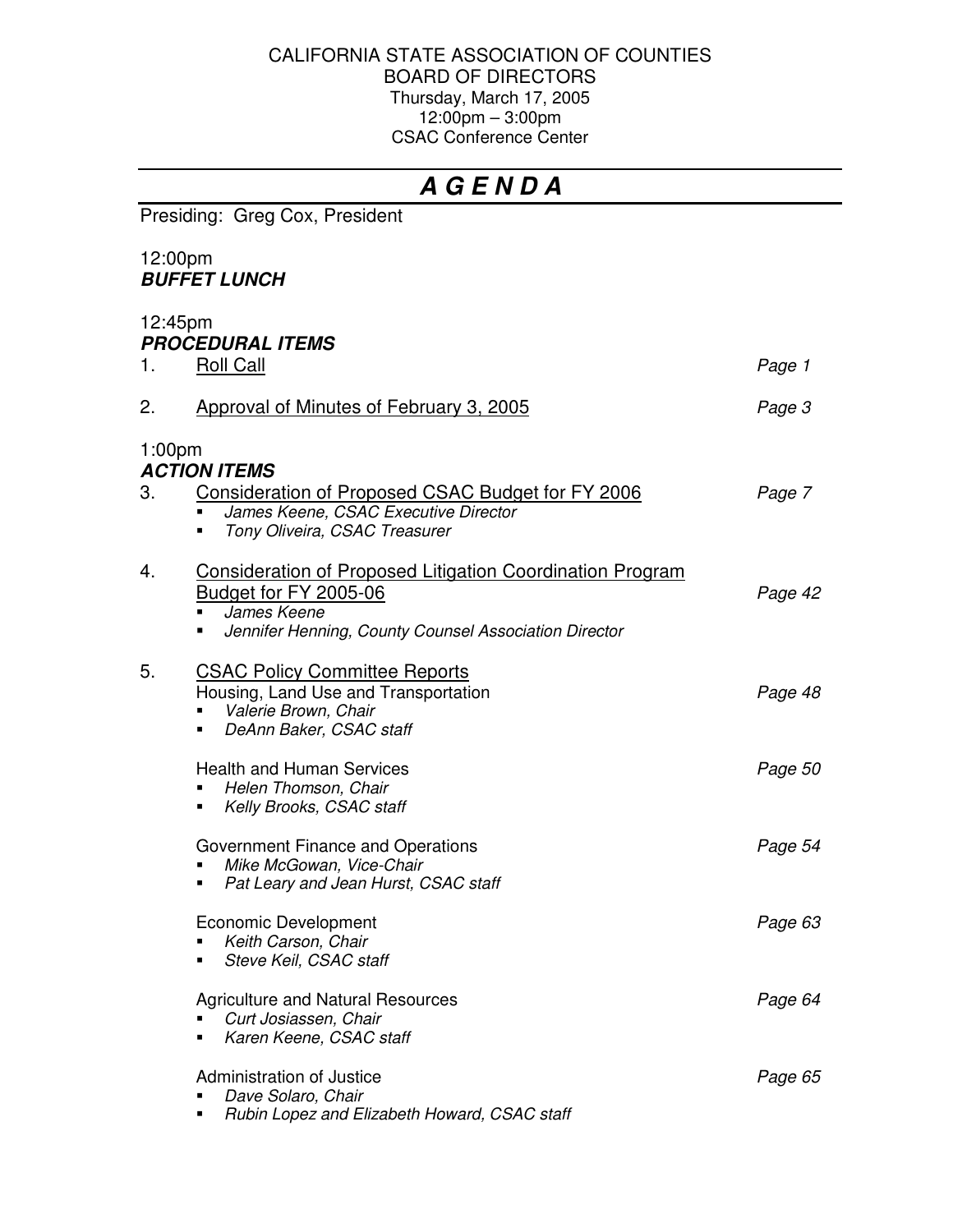CALIFORNIA STATE ASSOCIATION OF COUNTIES
BOARD OF DIRECTORS
Thursday, March 17, 2005
12:00pm – 3:00pm
CSAC Conference Center

# *A G E N D A*

Presiding: Greg Cox, President

12:00pm
***BUFFET LUNCH***

12:45pm
***PROCEDURAL ITEMS***

1. Roll Call — *Page 1*

2. Approval of Minutes of February 3, 2005 — *Page 3*

1:00pm
***ACTION ITEMS***

3. Consideration of Proposed CSAC Budget for FY 2006 — *Page 7*
   - *James Keene, CSAC Executive Director*
   - *Tony Oliveira, CSAC Treasurer*

4. Consideration of Proposed Litigation Coordination Program Budget for FY 2005-06 — *Page 42*
   - *James Keene*
   - *Jennifer Henning, County Counsel Association Director*

5. CSAC Policy Committee Reports

   Housing, Land Use and Transportation — *Page 48*
   - *Valerie Brown, Chair*
   - *DeAnn Baker, CSAC staff*

   Health and Human Services — *Page 50*
   - *Helen Thomson, Chair*
   - *Kelly Brooks, CSAC staff*

   Government Finance and Operations — *Page 54*
   - *Mike McGowan, Vice-Chair*
   - *Pat Leary and Jean Hurst, CSAC staff*

   Economic Development — *Page 63*
   - *Keith Carson, Chair*
   - *Steve Keil, CSAC staff*

   Agriculture and Natural Resources — *Page 64*
   - *Curt Josiassen, Chair*
   - *Karen Keene, CSAC staff*

   Administration of Justice — *Page 65*
   - *Dave Solaro, Chair*
   - *Rubin Lopez and Elizabeth Howard, CSAC staff*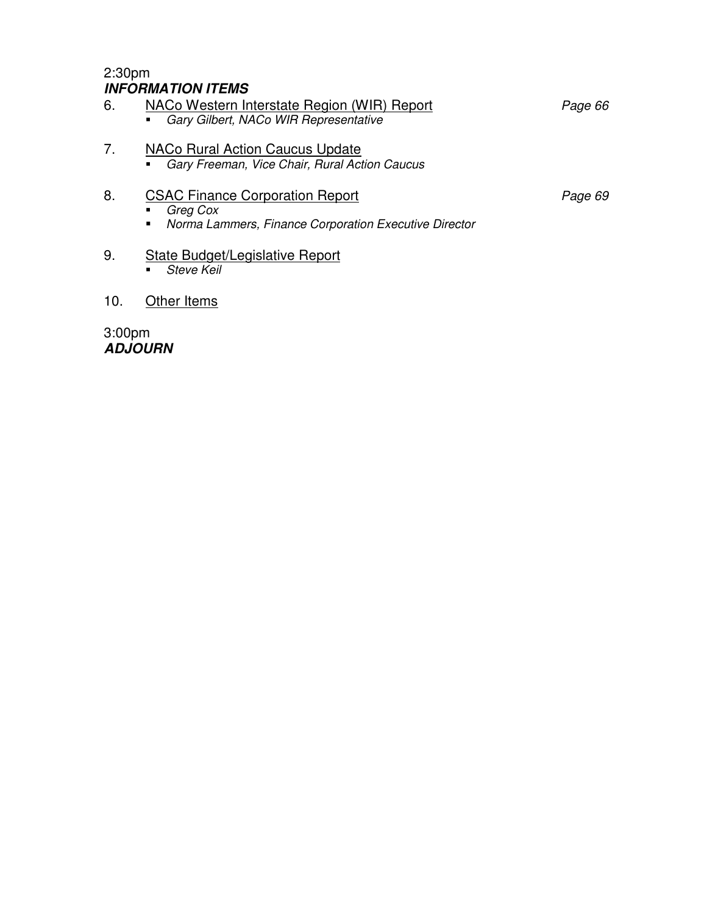2:30pm
***INFORMATION ITEMS***

6. NACo Western Interstate Region (WIR) Report *Page 66*
   - *Gary Gilbert, NACo WIR Representative*

7. NACo Rural Action Caucus Update
   - *Gary Freeman, Vice Chair, Rural Action Caucus*

8. CSAC Finance Corporation Report *Page 69*
   - *Greg Cox*
   - *Norma Lammers, Finance Corporation Executive Director*

9. State Budget/Legislative Report
   - *Steve Keil*

10. Other Items

3:00pm
***ADJOURN***